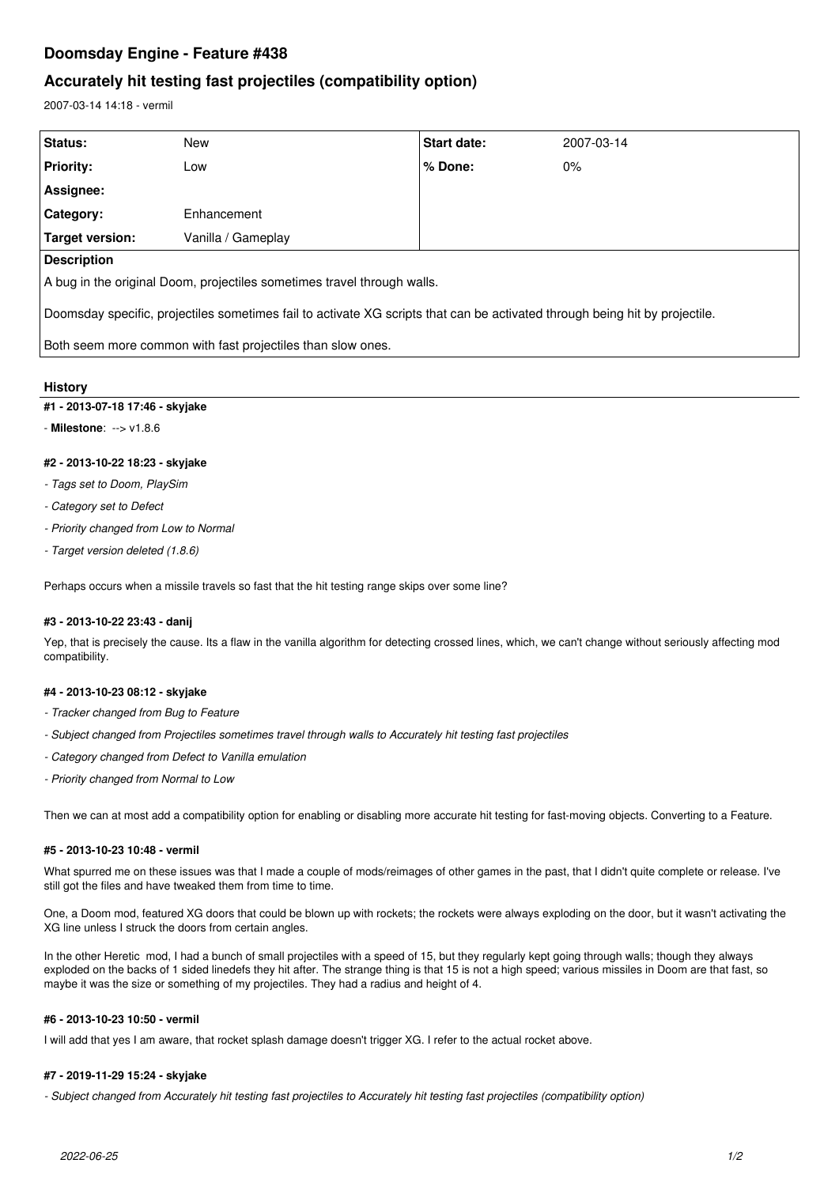# Doomsday Engine - Feature #438

## Accurately hit testing fast projectiles (compatibility option)

2007-03-14 14:18 - vermil

| Status: | New | Start date: | 2007-03-14 |
|---|---|---|---|
| Priority: | Low | % Done: | 0% |
| Assignee: | | | |
| Category: | Enhancement | | |
| Target version: | Vanilla / Gameplay | | |

**Description**

A bug in the original Doom, projectiles sometimes travel through walls.

Doomsday specific, projectiles sometimes fail to activate XG scripts that can be activated through being hit by projectile.

Both seem more common with fast projectiles than slow ones.

### History

#### #1 - 2013-07-18 17:46 - skyjake

- **Milestone**: --> v1.8.6

#### #2 - 2013-10-22 18:23 - skyjake

- *Tags set to Doom, PlaySim*
- *Category set to Defect*
- *Priority changed from Low to Normal*
- *Target version deleted (1.8.6)*

Perhaps occurs when a missile travels so fast that the hit testing range skips over some line?

#### #3 - 2013-10-22 23:43 - danij

Yep, that is precisely the cause. Its a flaw in the vanilla algorithm for detecting crossed lines, which, we can't change without seriously affecting mod compatibility.

#### #4 - 2013-10-23 08:12 - skyjake

- *Tracker changed from Bug to Feature*
- *Subject changed from Projectiles sometimes travel through walls to Accurately hit testing fast projectiles*
- *Category changed from Defect to Vanilla emulation*
- *Priority changed from Normal to Low*

Then we can at most add a compatibility option for enabling or disabling more accurate hit testing for fast-moving objects. Converting to a Feature.

#### #5 - 2013-10-23 10:48 - vermil

What spurred me on these issues was that I made a couple of mods/reimages of other games in the past, that I didn't quite complete or release. I've still got the files and have tweaked them from time to time.

One, a Doom mod, featured XG doors that could be blown up with rockets; the rockets were always exploding on the door, but it wasn't activating the XG line unless I struck the doors from certain angles.

In the other Heretic mod, I had a bunch of small projectiles with a speed of 15, but they regularly kept going through walls; though they always exploded on the backs of 1 sided linedefs they hit after. The strange thing is that 15 is not a high speed; various missiles in Doom are that fast, so maybe it was the size or something of my projectiles. They had a radius and height of 4.

#### #6 - 2013-10-23 10:50 - vermil

I will add that yes I am aware, that rocket splash damage doesn't trigger XG. I refer to the actual rocket above.

#### #7 - 2019-11-29 15:24 - skyjake

- *Subject changed from Accurately hit testing fast projectiles to Accurately hit testing fast projectiles (compatibility option)*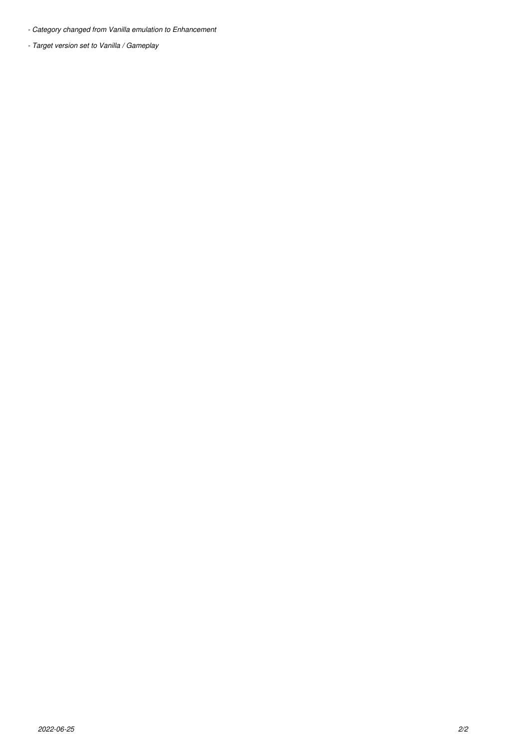*- Category changed from Vanilla emulation to Enhancement*

*- Target version set to Vanilla / Gameplay*